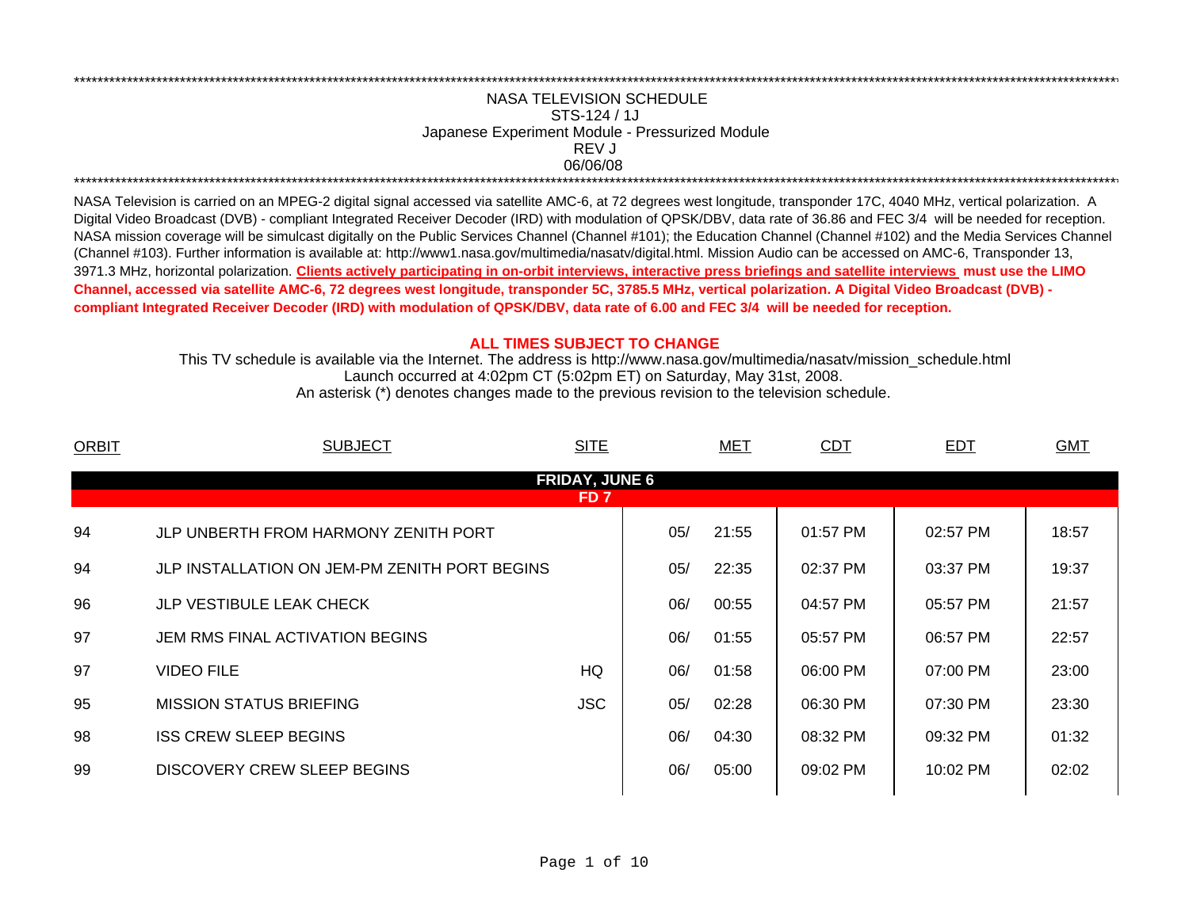NASA TELEVISION SCHEDULE
STS-124 / 1J
Japanese Experiment Module - Pressurized Module
REV J
06/06/08

NASA Television is carried on an MPEG-2 digital signal accessed via satellite AMC-6, at 72 degrees west longitude, transponder 17C, 4040 MHz, vertical polarization. A Digital Video Broadcast (DVB) - compliant Integrated Receiver Decoder (IRD) with modulation of QPSK/DBV, data rate of 36.86 and FEC 3/4 will be needed for reception. NASA mission coverage will be simulcast digitally on the Public Services Channel (Channel #101); the Education Channel (Channel #102) and the Media Services Channel (Channel #103). Further information is available at: http://www1.nasa.gov/multimedia/nasatv/digital.html. Mission Audio can be accessed on AMC-6, Transponder 13, 3971.3 MHz, horizontal polarization. **Clients actively participating in on-orbit interviews, interactive press briefings and satellite interviews must use the LIMO Channel, accessed via satellite AMC-6, 72 degrees west longitude, transponder 5C, 3785.5 MHz, vertical polarization. A Digital Video Broadcast (DVB) - compliant Integrated Receiver Decoder (IRD) with modulation of QPSK/DBV, data rate of 6.00 and FEC 3/4 will be needed for reception.**

**ALL TIMES SUBJECT TO CHANGE**

This TV schedule is available via the Internet. The address is http://www.nasa.gov/multimedia/nasatv/mission_schedule.html
Launch occurred at 4:02pm CT (5:02pm ET) on Saturday, May 31st, 2008.
An asterisk (*) denotes changes made to the previous revision to the television schedule.

| ORBIT | SUBJECT | SITE | MET | CDT | EDT | GMT |
|---|---|---|---|---|---|---|
| | **FRIDAY, JUNE 6** | | | | | |
| | **FD 7** | | | | | |
| 94 | JLP UNBERTH FROM HARMONY ZENITH PORT | | 05/ 21:55 | 01:57 PM | 02:57 PM | 18:57 |
| 94 | JLP INSTALLATION ON JEM-PM ZENITH PORT BEGINS | | 05/ 22:35 | 02:37 PM | 03:37 PM | 19:37 |
| 96 | JLP VESTIBULE LEAK CHECK | | 06/ 00:55 | 04:57 PM | 05:57 PM | 21:57 |
| 97 | JEM RMS FINAL ACTIVATION BEGINS | | 06/ 01:55 | 05:57 PM | 06:57 PM | 22:57 |
| 97 | VIDEO FILE | HQ | 06/ 01:58 | 06:00 PM | 07:00 PM | 23:00 |
| 95 | MISSION STATUS BRIEFING | JSC | 05/ 02:28 | 06:30 PM | 07:30 PM | 23:30 |
| 98 | ISS CREW SLEEP BEGINS | | 06/ 04:30 | 08:32 PM | 09:32 PM | 01:32 |
| 99 | DISCOVERY CREW SLEEP BEGINS | | 06/ 05:00 | 09:02 PM | 10:02 PM | 02:02 |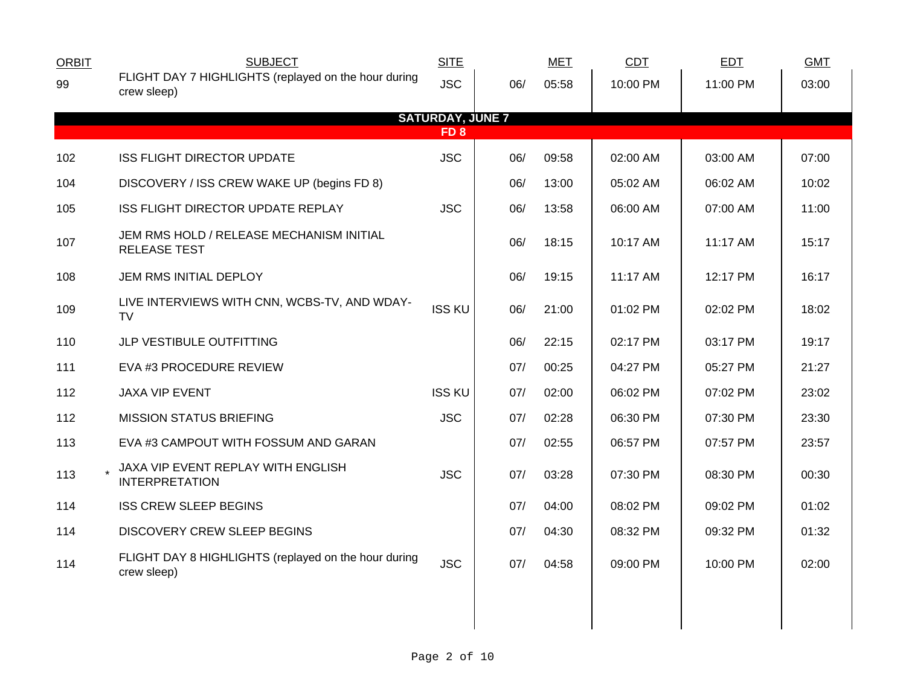| ORBIT | | SUBJECT | SITE | | MET | CDT | EDT | GMT |
|---|---|---|---|---|---|---|---|---|
| 99 | | FLIGHT DAY 7 HIGHLIGHTS (replayed on the hour during crew sleep) | JSC | 06/ | 05:58 | 10:00 PM | 11:00 PM | 03:00 |
| | | **SATURDAY, JUNE 7** | | | | | | |
| | | **FD 8** | | | | | | |
| 102 | | ISS FLIGHT DIRECTOR UPDATE | JSC | 06/ | 09:58 | 02:00 AM | 03:00 AM | 07:00 |
| 104 | | DISCOVERY / ISS CREW WAKE UP (begins FD 8) | | 06/ | 13:00 | 05:02 AM | 06:02 AM | 10:02 |
| 105 | | ISS FLIGHT DIRECTOR UPDATE REPLAY | JSC | 06/ | 13:58 | 06:00 AM | 07:00 AM | 11:00 |
| 107 | | JEM RMS HOLD / RELEASE MECHANISM INITIAL RELEASE TEST | | 06/ | 18:15 | 10:17 AM | 11:17 AM | 15:17 |
| 108 | | JEM RMS INITIAL DEPLOY | | 06/ | 19:15 | 11:17 AM | 12:17 PM | 16:17 |
| 109 | | LIVE INTERVIEWS WITH CNN, WCBS-TV, AND WDAY-TV | ISS KU | 06/ | 21:00 | 01:02 PM | 02:02 PM | 18:02 |
| 110 | | JLP VESTIBULE OUTFITTING | | 06/ | 22:15 | 02:17 PM | 03:17 PM | 19:17 |
| 111 | | EVA #3 PROCEDURE REVIEW | | 07/ | 00:25 | 04:27 PM | 05:27 PM | 21:27 |
| 112 | | JAXA VIP EVENT | ISS KU | 07/ | 02:00 | 06:02 PM | 07:02 PM | 23:02 |
| 112 | | MISSION STATUS BRIEFING | JSC | 07/ | 02:28 | 06:30 PM | 07:30 PM | 23:30 |
| 113 | | EVA #3 CAMPOUT WITH FOSSUM AND GARAN | | 07/ | 02:55 | 06:57 PM | 07:57 PM | 23:57 |
| 113 | * | JAXA VIP EVENT REPLAY WITH ENGLISH INTERPRETATION | JSC | 07/ | 03:28 | 07:30 PM | 08:30 PM | 00:30 |
| 114 | | ISS CREW SLEEP BEGINS | | 07/ | 04:00 | 08:02 PM | 09:02 PM | 01:02 |
| 114 | | DISCOVERY CREW SLEEP BEGINS | | 07/ | 04:30 | 08:32 PM | 09:32 PM | 01:32 |
| 114 | | FLIGHT DAY 8 HIGHLIGHTS (replayed on the hour during crew sleep) | JSC | 07/ | 04:58 | 09:00 PM | 10:00 PM | 02:00 |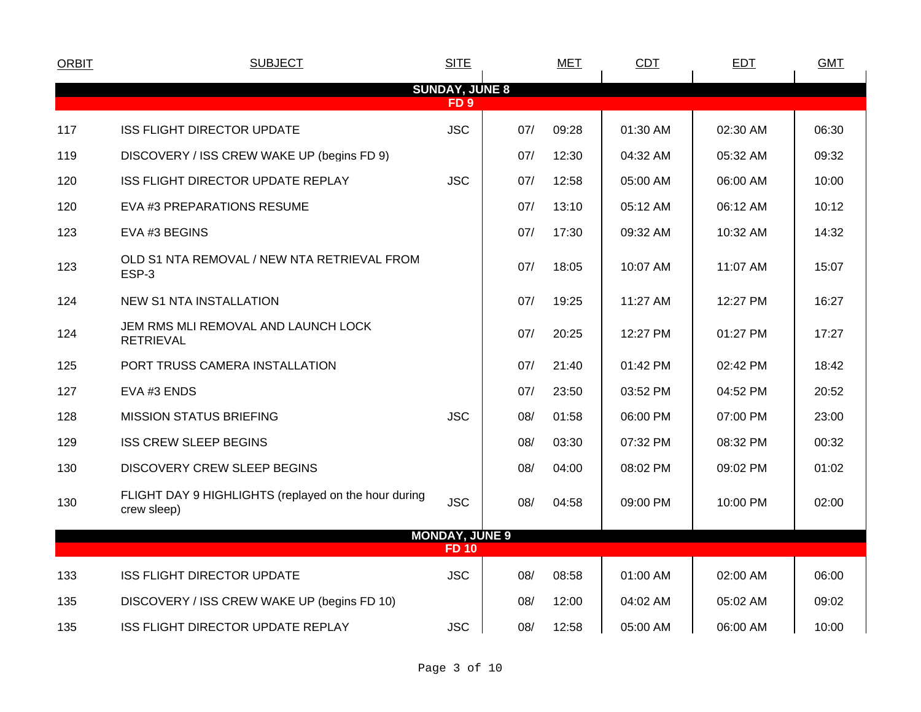| ORBIT | SUBJECT | SITE | MET | | CDT | EDT | GMT |
|---|---|---|---|---|---|---|---|
| **SUNDAY, JUNE 8** | | | | | | | |
| **FD 9** | | | | | | | |
| 117 | ISS FLIGHT DIRECTOR UPDATE | JSC | 07/ | 09:28 | 01:30 AM | 02:30 AM | 06:30 |
| 119 | DISCOVERY / ISS CREW WAKE UP (begins FD 9) | | 07/ | 12:30 | 04:32 AM | 05:32 AM | 09:32 |
| 120 | ISS FLIGHT DIRECTOR UPDATE REPLAY | JSC | 07/ | 12:58 | 05:00 AM | 06:00 AM | 10:00 |
| 120 | EVA #3 PREPARATIONS RESUME | | 07/ | 13:10 | 05:12 AM | 06:12 AM | 10:12 |
| 123 | EVA #3 BEGINS | | 07/ | 17:30 | 09:32 AM | 10:32 AM | 14:32 |
| 123 | OLD S1 NTA REMOVAL / NEW NTA RETRIEVAL FROM ESP-3 | | 07/ | 18:05 | 10:07 AM | 11:07 AM | 15:07 |
| 124 | NEW S1 NTA INSTALLATION | | 07/ | 19:25 | 11:27 AM | 12:27 PM | 16:27 |
| 124 | JEM RMS MLI REMOVAL AND LAUNCH LOCK RETRIEVAL | | 07/ | 20:25 | 12:27 PM | 01:27 PM | 17:27 |
| 125 | PORT TRUSS CAMERA INSTALLATION | | 07/ | 21:40 | 01:42 PM | 02:42 PM | 18:42 |
| 127 | EVA #3 ENDS | | 07/ | 23:50 | 03:52 PM | 04:52 PM | 20:52 |
| 128 | MISSION STATUS BRIEFING | JSC | 08/ | 01:58 | 06:00 PM | 07:00 PM | 23:00 |
| 129 | ISS CREW SLEEP BEGINS | | 08/ | 03:30 | 07:32 PM | 08:32 PM | 00:32 |
| 130 | DISCOVERY CREW SLEEP BEGINS | | 08/ | 04:00 | 08:02 PM | 09:02 PM | 01:02 |
| 130 | FLIGHT DAY 9 HIGHLIGHTS (replayed on the hour during crew sleep) | JSC | 08/ | 04:58 | 09:00 PM | 10:00 PM | 02:00 |
| **MONDAY, JUNE 9** | | | | | | | |
| **FD 10** | | | | | | | |
| 133 | ISS FLIGHT DIRECTOR UPDATE | JSC | 08/ | 08:58 | 01:00 AM | 02:00 AM | 06:00 |
| 135 | DISCOVERY / ISS CREW WAKE UP (begins FD 10) | | 08/ | 12:00 | 04:02 AM | 05:02 AM | 09:02 |
| 135 | ISS FLIGHT DIRECTOR UPDATE REPLAY | JSC | 08/ | 12:58 | 05:00 AM | 06:00 AM | 10:00 |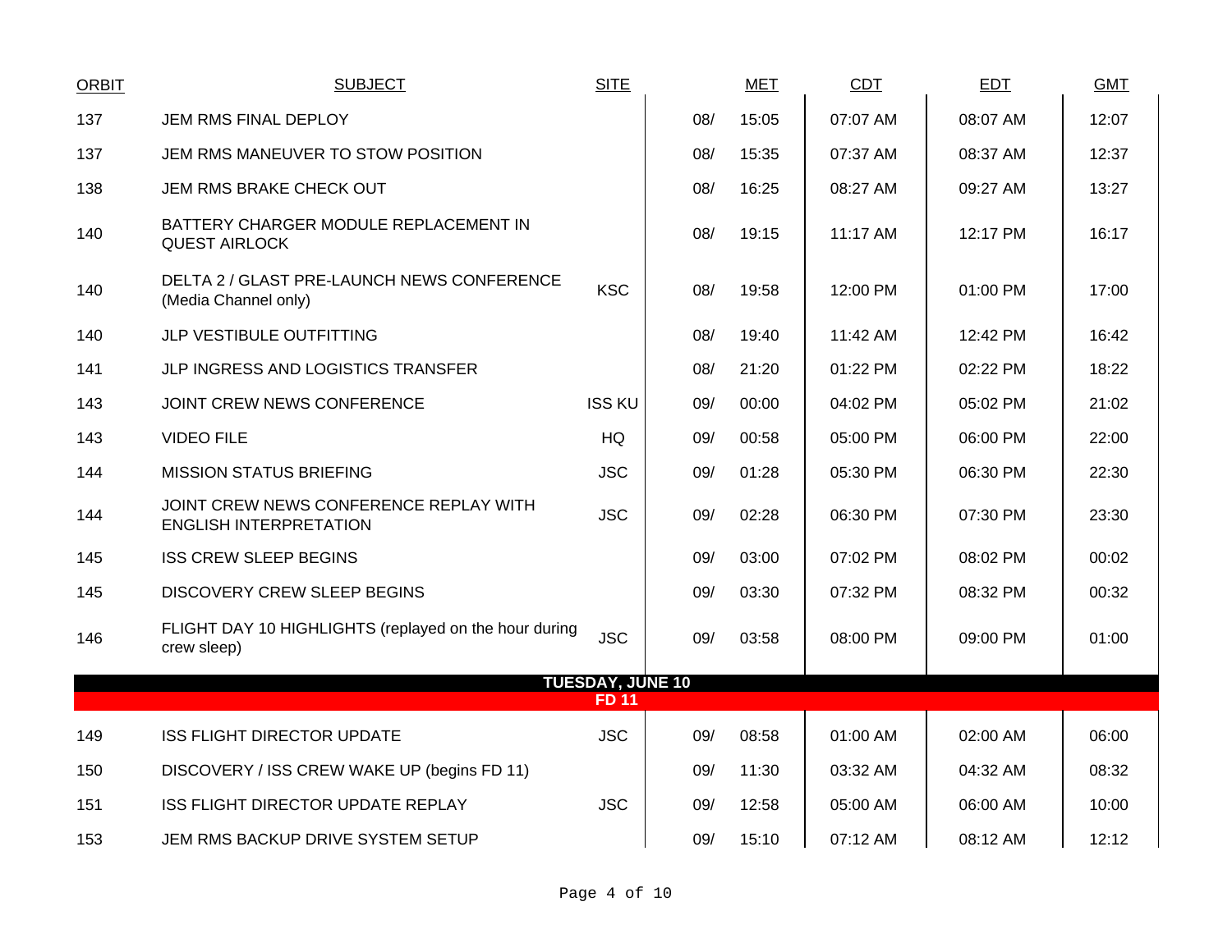| ORBIT | SUBJECT | SITE | MET | | CDT | EDT | GMT |
|---|---|---|---|---|---|---|---|
| 137 | JEM RMS FINAL DEPLOY | | 08/ | 15:05 | 07:07 AM | 08:07 AM | 12:07 |
| 137 | JEM RMS MANEUVER TO STOW POSITION | | 08/ | 15:35 | 07:37 AM | 08:37 AM | 12:37 |
| 138 | JEM RMS BRAKE CHECK OUT | | 08/ | 16:25 | 08:27 AM | 09:27 AM | 13:27 |
| 140 | BATTERY CHARGER MODULE REPLACEMENT IN QUEST AIRLOCK | | 08/ | 19:15 | 11:17 AM | 12:17 PM | 16:17 |
| 140 | DELTA 2 / GLAST PRE-LAUNCH NEWS CONFERENCE (Media Channel only) | KSC | 08/ | 19:58 | 12:00 PM | 01:00 PM | 17:00 |
| 140 | JLP VESTIBULE OUTFITTING | | 08/ | 19:40 | 11:42 AM | 12:42 PM | 16:42 |
| 141 | JLP INGRESS AND LOGISTICS TRANSFER | | 08/ | 21:20 | 01:22 PM | 02:22 PM | 18:22 |
| 143 | JOINT CREW NEWS CONFERENCE | ISS KU | 09/ | 00:00 | 04:02 PM | 05:02 PM | 21:02 |
| 143 | VIDEO FILE | HQ | 09/ | 00:58 | 05:00 PM | 06:00 PM | 22:00 |
| 144 | MISSION STATUS BRIEFING | JSC | 09/ | 01:28 | 05:30 PM | 06:30 PM | 22:30 |
| 144 | JOINT CREW NEWS CONFERENCE REPLAY WITH ENGLISH INTERPRETATION | JSC | 09/ | 02:28 | 06:30 PM | 07:30 PM | 23:30 |
| 145 | ISS CREW SLEEP BEGINS | | 09/ | 03:00 | 07:02 PM | 08:02 PM | 00:02 |
| 145 | DISCOVERY CREW SLEEP BEGINS | | 09/ | 03:30 | 07:32 PM | 08:32 PM | 00:32 |
| 146 | FLIGHT DAY 10 HIGHLIGHTS (replayed on the hour during crew sleep) | JSC | 09/ | 03:58 | 08:00 PM | 09:00 PM | 01:00 |
| | **TUESDAY, JUNE 10** | | | | | | |
| | **FD 11** | | | | | | |
| 149 | ISS FLIGHT DIRECTOR UPDATE | JSC | 09/ | 08:58 | 01:00 AM | 02:00 AM | 06:00 |
| 150 | DISCOVERY / ISS CREW WAKE UP (begins FD 11) | | 09/ | 11:30 | 03:32 AM | 04:32 AM | 08:32 |
| 151 | ISS FLIGHT DIRECTOR UPDATE REPLAY | JSC | 09/ | 12:58 | 05:00 AM | 06:00 AM | 10:00 |
| 153 | JEM RMS BACKUP DRIVE SYSTEM SETUP | | 09/ | 15:10 | 07:12 AM | 08:12 AM | 12:12 |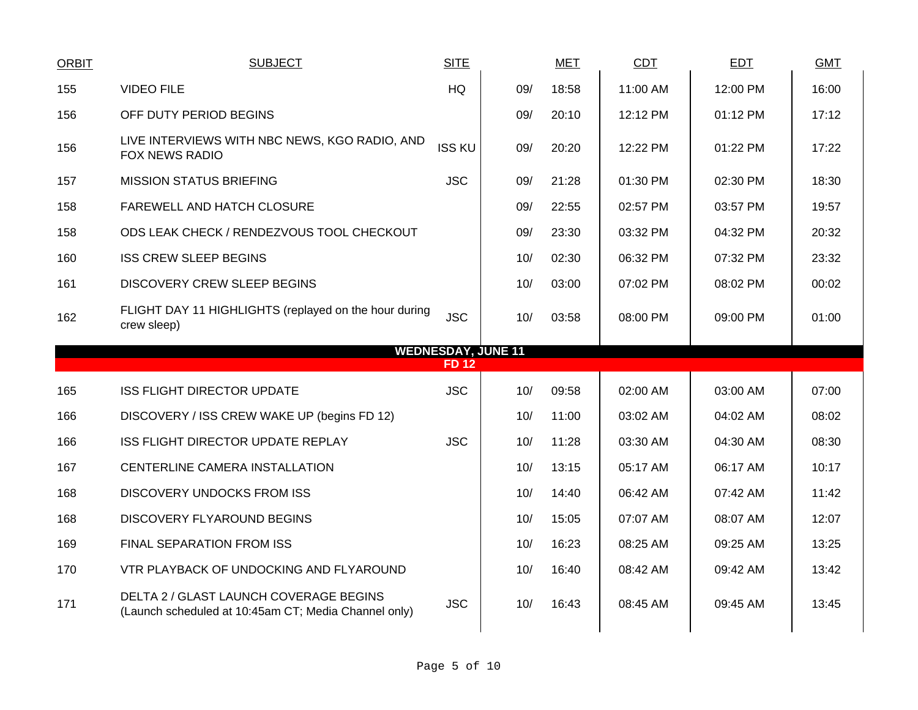| ORBIT | SUBJECT | SITE | MET | | CDT | EDT | GMT |
|---|---|---|---|---|---|---|---|
| 155 | VIDEO FILE | HQ | 09/ | 18:58 | 11:00 AM | 12:00 PM | 16:00 |
| 156 | OFF DUTY PERIOD BEGINS | | 09/ | 20:10 | 12:12 PM | 01:12 PM | 17:12 |
| 156 | LIVE INTERVIEWS WITH NBC NEWS, KGO RADIO, AND FOX NEWS RADIO | ISS KU | 09/ | 20:20 | 12:22 PM | 01:22 PM | 17:22 |
| 157 | MISSION STATUS BRIEFING | JSC | 09/ | 21:28 | 01:30 PM | 02:30 PM | 18:30 |
| 158 | FAREWELL AND HATCH CLOSURE | | 09/ | 22:55 | 02:57 PM | 03:57 PM | 19:57 |
| 158 | ODS LEAK CHECK / RENDEZVOUS TOOL CHECKOUT | | 09/ | 23:30 | 03:32 PM | 04:32 PM | 20:32 |
| 160 | ISS CREW SLEEP BEGINS | | 10/ | 02:30 | 06:32 PM | 07:32 PM | 23:32 |
| 161 | DISCOVERY CREW SLEEP BEGINS | | 10/ | 03:00 | 07:02 PM | 08:02 PM | 00:02 |
| 162 | FLIGHT DAY 11 HIGHLIGHTS (replayed on the hour during crew sleep) | JSC | 10/ | 03:58 | 08:00 PM | 09:00 PM | 01:00 |
| | **WEDNESDAY, JUNE 11** | | | | | | |
| | **FD 12** | | | | | | |
| 165 | ISS FLIGHT DIRECTOR UPDATE | JSC | 10/ | 09:58 | 02:00 AM | 03:00 AM | 07:00 |
| 166 | DISCOVERY / ISS CREW WAKE UP (begins FD 12) | | 10/ | 11:00 | 03:02 AM | 04:02 AM | 08:02 |
| 166 | ISS FLIGHT DIRECTOR UPDATE REPLAY | JSC | 10/ | 11:28 | 03:30 AM | 04:30 AM | 08:30 |
| 167 | CENTERLINE CAMERA INSTALLATION | | 10/ | 13:15 | 05:17 AM | 06:17 AM | 10:17 |
| 168 | DISCOVERY UNDOCKS FROM ISS | | 10/ | 14:40 | 06:42 AM | 07:42 AM | 11:42 |
| 168 | DISCOVERY FLYAROUND BEGINS | | 10/ | 15:05 | 07:07 AM | 08:07 AM | 12:07 |
| 169 | FINAL SEPARATION FROM ISS | | 10/ | 16:23 | 08:25 AM | 09:25 AM | 13:25 |
| 170 | VTR PLAYBACK OF UNDOCKING AND FLYAROUND | | 10/ | 16:40 | 08:42 AM | 09:42 AM | 13:42 |
| 171 | DELTA 2 / GLAST LAUNCH COVERAGE BEGINS (Launch scheduled at 10:45am CT; Media Channel only) | JSC | 10/ | 16:43 | 08:45 AM | 09:45 AM | 13:45 |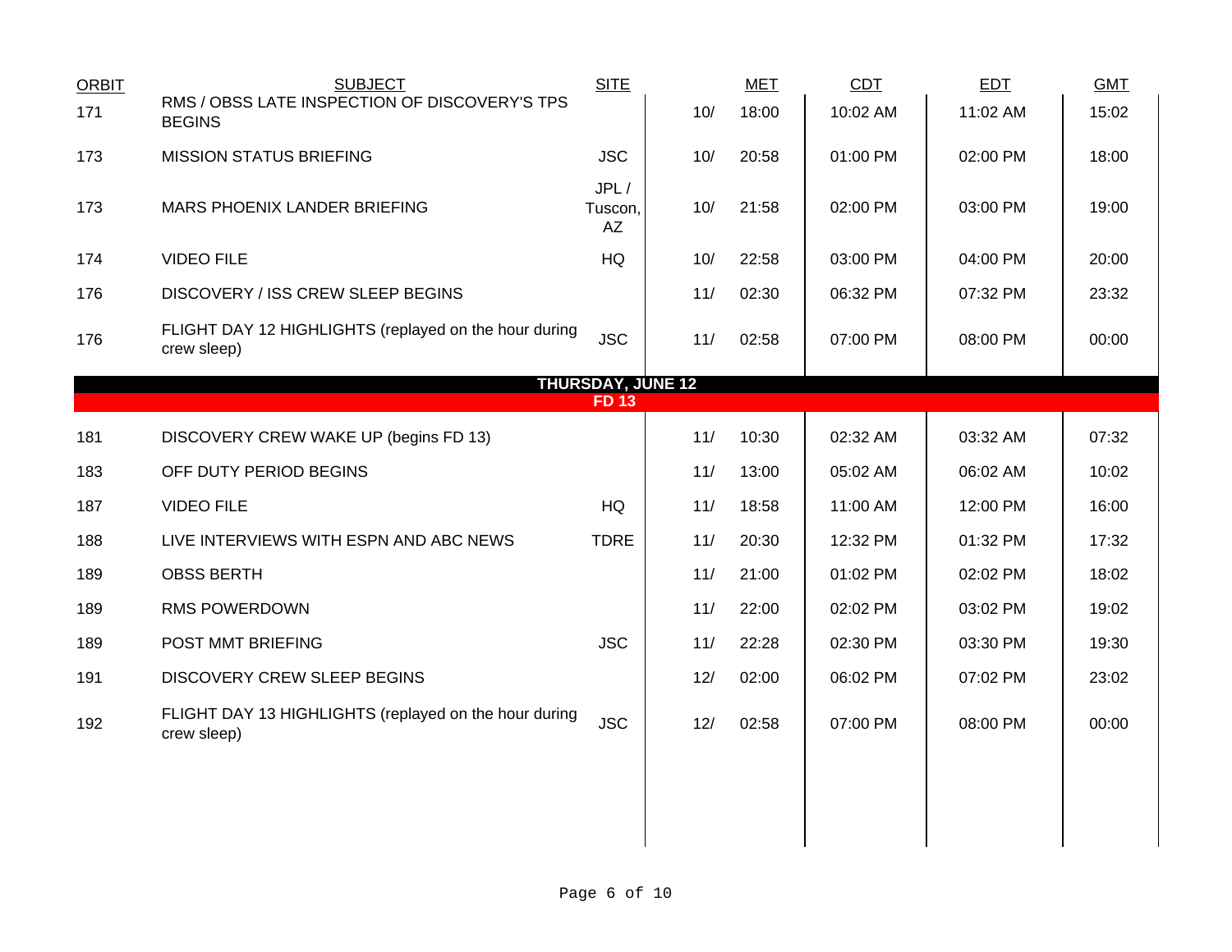| ORBIT | SUBJECT | SITE | | MET | CDT | EDT | GMT |
|---|---|---|---|---|---|---|---|
| 171 | RMS / OBSS LATE INSPECTION OF DISCOVERY'S TPS BEGINS | | 10/ | 18:00 | 10:02 AM | 11:02 AM | 15:02 |
| 173 | MISSION STATUS BRIEFING | JSC | 10/ | 20:58 | 01:00 PM | 02:00 PM | 18:00 |
| 173 | MARS PHOENIX LANDER BRIEFING | JPL / Tuscon, AZ | 10/ | 21:58 | 02:00 PM | 03:00 PM | 19:00 |
| 174 | VIDEO FILE | HQ | 10/ | 22:58 | 03:00 PM | 04:00 PM | 20:00 |
| 176 | DISCOVERY / ISS CREW SLEEP BEGINS | | 11/ | 02:30 | 06:32 PM | 07:32 PM | 23:32 |
| 176 | FLIGHT DAY 12 HIGHLIGHTS (replayed on the hour during crew sleep) | JSC | 11/ | 02:58 | 07:00 PM | 08:00 PM | 00:00 |
| | **THURSDAY, JUNE 12** | | | | | | |
| | **FD 13** | | | | | | |
| 181 | DISCOVERY CREW WAKE UP (begins FD 13) | | 11/ | 10:30 | 02:32 AM | 03:32 AM | 07:32 |
| 183 | OFF DUTY PERIOD BEGINS | | 11/ | 13:00 | 05:02 AM | 06:02 AM | 10:02 |
| 187 | VIDEO FILE | HQ | 11/ | 18:58 | 11:00 AM | 12:00 PM | 16:00 |
| 188 | LIVE INTERVIEWS WITH ESPN AND ABC NEWS | TDRE | 11/ | 20:30 | 12:32 PM | 01:32 PM | 17:32 |
| 189 | OBSS BERTH | | 11/ | 21:00 | 01:02 PM | 02:02 PM | 18:02 |
| 189 | RMS POWERDOWN | | 11/ | 22:00 | 02:02 PM | 03:02 PM | 19:02 |
| 189 | POST MMT BRIEFING | JSC | 11/ | 22:28 | 02:30 PM | 03:30 PM | 19:30 |
| 191 | DISCOVERY CREW SLEEP BEGINS | | 12/ | 02:00 | 06:02 PM | 07:02 PM | 23:02 |
| 192 | FLIGHT DAY 13 HIGHLIGHTS (replayed on the hour during crew sleep) | JSC | 12/ | 02:58 | 07:00 PM | 08:00 PM | 00:00 |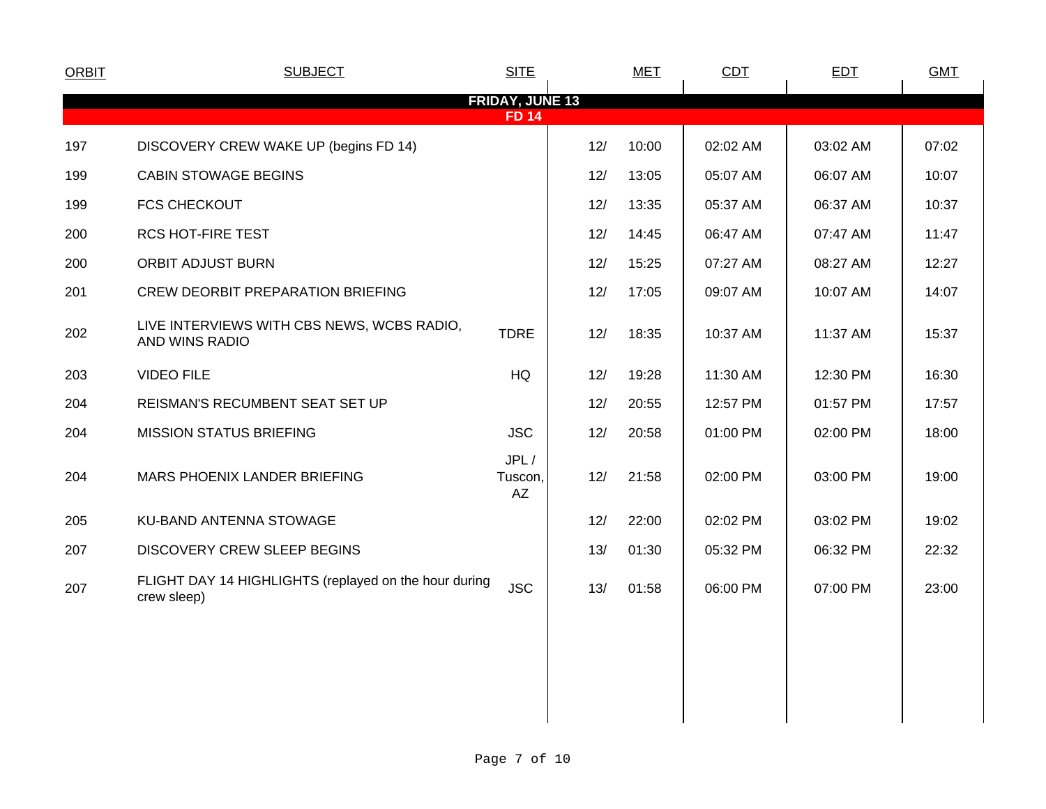| ORBIT | SUBJECT | SITE | MET | | CDT | EDT | GMT |
|---|---|---|---|---|---|---|---|
| | **FRIDAY, JUNE 13** | | | | | | |
| | **FD 14** | | | | | | |
| 197 | DISCOVERY CREW WAKE UP (begins FD 14) | | 12/ | 10:00 | 02:02 AM | 03:02 AM | 07:02 |
| 199 | CABIN STOWAGE BEGINS | | 12/ | 13:05 | 05:07 AM | 06:07 AM | 10:07 |
| 199 | FCS CHECKOUT | | 12/ | 13:35 | 05:37 AM | 06:37 AM | 10:37 |
| 200 | RCS HOT-FIRE TEST | | 12/ | 14:45 | 06:47 AM | 07:47 AM | 11:47 |
| 200 | ORBIT ADJUST BURN | | 12/ | 15:25 | 07:27 AM | 08:27 AM | 12:27 |
| 201 | CREW DEORBIT PREPARATION BRIEFING | | 12/ | 17:05 | 09:07 AM | 10:07 AM | 14:07 |
| 202 | LIVE INTERVIEWS WITH CBS NEWS, WCBS RADIO, AND WINS RADIO | TDRE | 12/ | 18:35 | 10:37 AM | 11:37 AM | 15:37 |
| 203 | VIDEO FILE | HQ | 12/ | 19:28 | 11:30 AM | 12:30 PM | 16:30 |
| 204 | REISMAN'S RECUMBENT SEAT SET UP | | 12/ | 20:55 | 12:57 PM | 01:57 PM | 17:57 |
| 204 | MISSION STATUS BRIEFING | JSC | 12/ | 20:58 | 01:00 PM | 02:00 PM | 18:00 |
| 204 | MARS PHOENIX LANDER BRIEFING | JPL / Tuscon, AZ | 12/ | 21:58 | 02:00 PM | 03:00 PM | 19:00 |
| 205 | KU-BAND ANTENNA STOWAGE | | 12/ | 22:00 | 02:02 PM | 03:02 PM | 19:02 |
| 207 | DISCOVERY CREW SLEEP BEGINS | | 13/ | 01:30 | 05:32 PM | 06:32 PM | 22:32 |
| 207 | FLIGHT DAY 14 HIGHLIGHTS (replayed on the hour during crew sleep) | JSC | 13/ | 01:58 | 06:00 PM | 07:00 PM | 23:00 |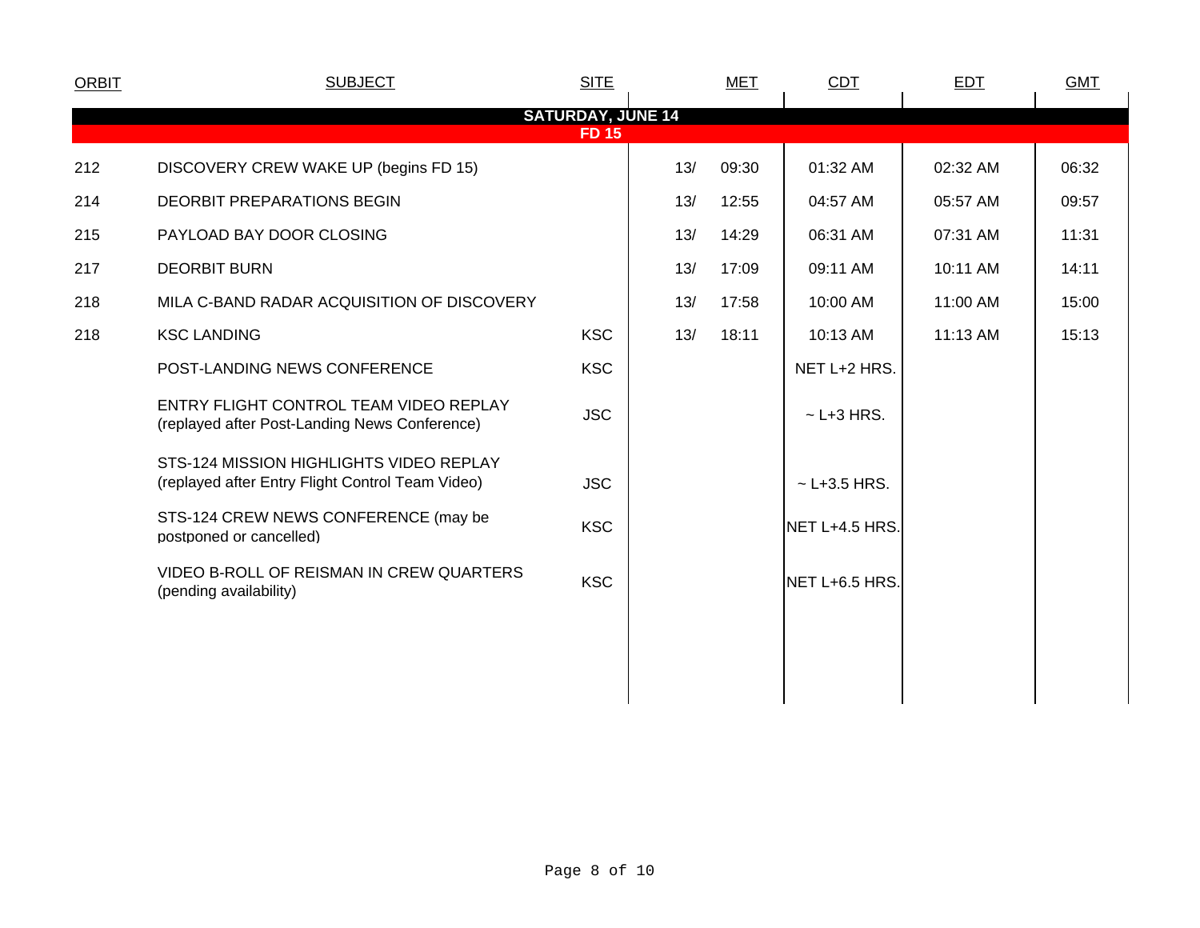| ORBIT | SUBJECT | SITE | MET | | CDT | EDT | GMT |
|---|---|---|---|---|---|---|---|
| | **SATURDAY, JUNE 14** | | | | | | |
| | **FD 15** | | | | | | |
| 212 | DISCOVERY CREW WAKE UP (begins FD 15) | | 13/ | 09:30 | 01:32 AM | 02:32 AM | 06:32 |
| 214 | DEORBIT PREPARATIONS BEGIN | | 13/ | 12:55 | 04:57 AM | 05:57 AM | 09:57 |
| 215 | PAYLOAD BAY DOOR CLOSING | | 13/ | 14:29 | 06:31 AM | 07:31 AM | 11:31 |
| 217 | DEORBIT BURN | | 13/ | 17:09 | 09:11 AM | 10:11 AM | 14:11 |
| 218 | MILA C-BAND RADAR ACQUISITION OF DISCOVERY | | 13/ | 17:58 | 10:00 AM | 11:00 AM | 15:00 |
| 218 | KSC LANDING | KSC | 13/ | 18:11 | 10:13 AM | 11:13 AM | 15:13 |
| | POST-LANDING NEWS CONFERENCE | KSC | | | NET L+2 HRS. | | |
| | ENTRY FLIGHT CONTROL TEAM VIDEO REPLAY (replayed after Post-Landing News Conference) | JSC | | | ~ L+3 HRS. | | |
| | STS-124 MISSION HIGHLIGHTS VIDEO REPLAY (replayed after Entry Flight Control Team Video) | JSC | | | ~ L+3.5 HRS. | | |
| | STS-124 CREW NEWS CONFERENCE (may be postponed or cancelled) | KSC | | | NET L+4.5 HRS. | | |
| | VIDEO B-ROLL OF REISMAN IN CREW QUARTERS (pending availability) | KSC | | | NET L+6.5 HRS. | | |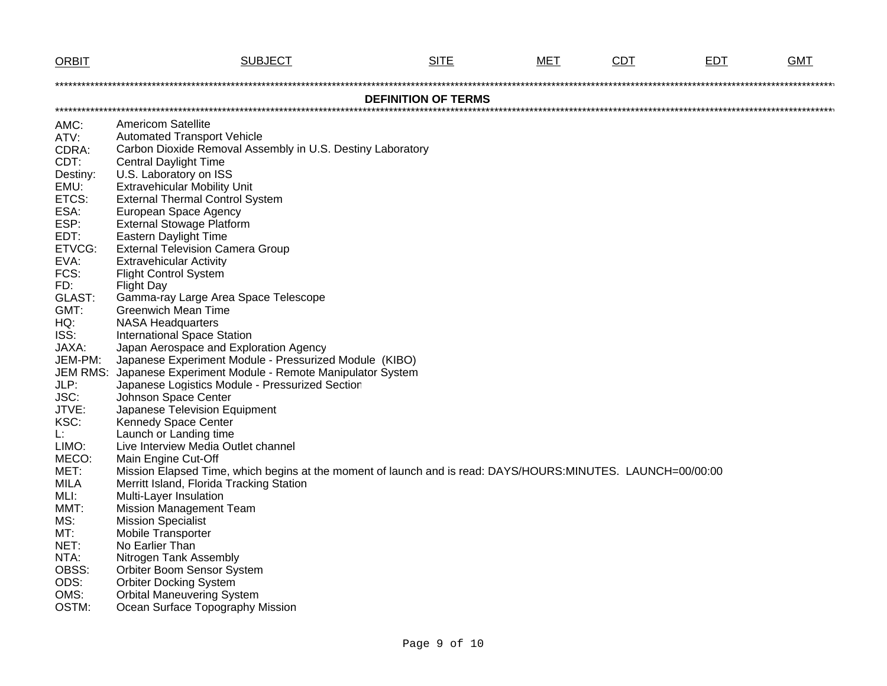| ORBIT | SUBJECT | SITE | MET | CDT | EDT | GMT |
|---|---|---|---|---|---|---|

## DEFINITION OF TERMS

| | |
|---|---|
| AMC: | Americom Satellite |
| ATV: | Automated Transport Vehicle |
| CDRA: | Carbon Dioxide Removal Assembly in U.S. Destiny Laboratory |
| CDT: | Central Daylight Time |
| Destiny: | U.S. Laboratory on ISS |
| EMU: | Extravehicular Mobility Unit |
| ETCS: | External Thermal Control System |
| ESA: | European Space Agency |
| ESP: | External Stowage Platform |
| EDT: | Eastern Daylight Time |
| ETVCG: | External Television Camera Group |
| EVA: | Extravehicular Activity |
| FCS: | Flight Control System |
| FD: | Flight Day |
| GLAST: | Gamma-ray Large Area Space Telescope |
| GMT: | Greenwich Mean Time |
| HQ: | NASA Headquarters |
| ISS: | International Space Station |
| JAXA: | Japan Aerospace and Exploration Agency |
| JEM-PM: | Japanese Experiment Module - Pressurized Module (KIBO) |
| JEM RMS: | Japanese Experiment Module - Remote Manipulator System |
| JLP: | Japanese Logistics Module - Pressurized Section |
| JSC: | Johnson Space Center |
| JTVE: | Japanese Television Equipment |
| KSC: | Kennedy Space Center |
| L: | Launch or Landing time |
| LIMO: | Live Interview Media Outlet channel |
| MECO: | Main Engine Cut-Off |
| MET: | Mission Elapsed Time, which begins at the moment of launch and is read: DAYS/HOURS:MINUTES. LAUNCH=00/00:00 |
| MILA | Merritt Island, Florida Tracking Station |
| MLI: | Multi-Layer Insulation |
| MMT: | Mission Management Team |
| MS: | Mission Specialist |
| MT: | Mobile Transporter |
| NET: | No Earlier Than |
| NTA: | Nitrogen Tank Assembly |
| OBSS: | Orbiter Boom Sensor System |
| ODS: | Orbiter Docking System |
| OMS: | Orbital Maneuvering System |
| OSTM: | Ocean Surface Topography Mission |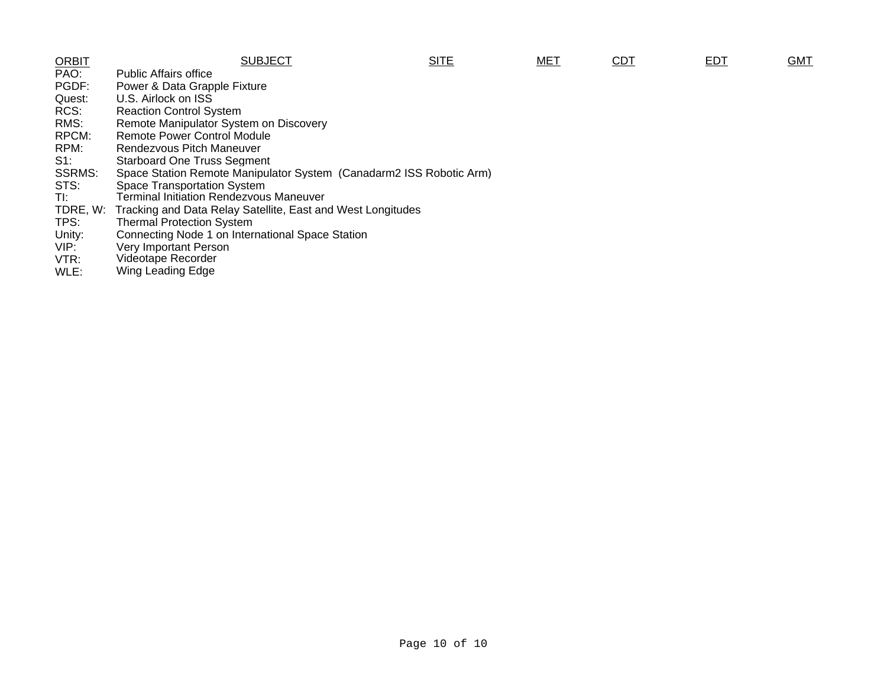| ORBIT | SUBJECT | SITE | MET | CDT | EDT | GMT |
|---|---|---|---|---|---|---|

PAO: Public Affairs office
PGDF: Power & Data Grapple Fixture
Quest: U.S. Airlock on ISS
RCS: Reaction Control System
RMS: Remote Manipulator System on Discovery
RPCM: Remote Power Control Module
RPM: Rendezvous Pitch Maneuver
S1: Starboard One Truss Segment
SSRMS: Space Station Remote Manipulator System (Canadarm2 ISS Robotic Arm)
STS: Space Transportation System
TI: Terminal Initiation Rendezvous Maneuver
TDRE, W: Tracking and Data Relay Satellite, East and West Longitudes
TPS: Thermal Protection System
Unity: Connecting Node 1 on International Space Station
VIP: Very Important Person
VTR: Videotape Recorder
WLE: Wing Leading Edge